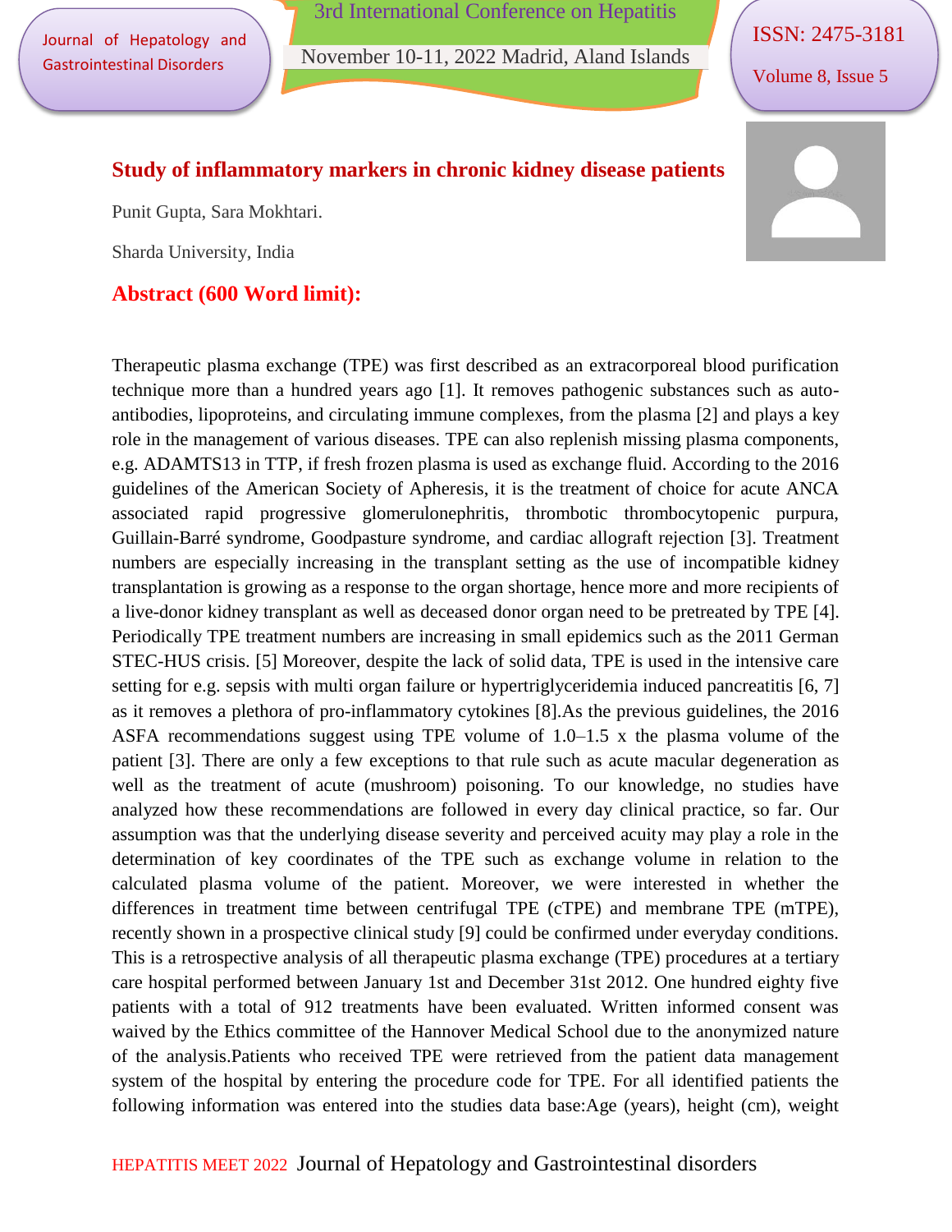# Study of inflammatory markers in chronic kidney disease patients

Punit Gupta, Sara Mokhtari.

Sharda University, India

## Abstract (600 Word limit):

Therapeutic plasma exchange (TPE) was first described as an extracorporeal blood purification technique more than a hundred years ago [1]. It removes pathogenic substances such as auto-antibodies, lipoproteins, and circulating immune complexes, from the plasma [2] and plays a key role in the management of various diseases. TPE can also replenish missing plasma components, e.g. ADAMTS13 in TTP, if fresh frozen plasma is used as exchange fluid. According to the 2016 guidelines of the American Society of Apheresis, it is the treatment of choice for acute ANCA associated rapid progressive glomerulonephritis, thrombotic thrombocytopenic purpura, Guillain-Barré syndrome, Goodpasture syndrome, and cardiac allograft rejection [3]. Treatment numbers are especially increasing in the transplant setting as the use of incompatible kidney transplantation is growing as a response to the organ shortage, hence more and more recipients of a live-donor kidney transplant as well as deceased donor organ need to be pretreated by TPE [4]. Periodically TPE treatment numbers are increasing in small epidemics such as the 2011 German STEC-HUS crisis. [5] Moreover, despite the lack of solid data, TPE is used in the intensive care setting for e.g. sepsis with multi organ failure or hypertriglyceridemia induced pancreatitis [6, 7] as it removes a plethora of pro-inflammatory cytokines [8].As the previous guidelines, the 2016 ASFA recommendations suggest using TPE volume of 1.0–1.5 x the plasma volume of the patient [3]. There are only a few exceptions to that rule such as acute macular degeneration as well as the treatment of acute (mushroom) poisoning. To our knowledge, no studies have analyzed how these recommendations are followed in every day clinical practice, so far. Our assumption was that the underlying disease severity and perceived acuity may play a role in the determination of key coordinates of the TPE such as exchange volume in relation to the calculated plasma volume of the patient. Moreover, we were interested in whether the differences in treatment time between centrifugal TPE (cTPE) and membrane TPE (mTPE), recently shown in a prospective clinical study [9] could be confirmed under everyday conditions. This is a retrospective analysis of all therapeutic plasma exchange (TPE) procedures at a tertiary care hospital performed between January 1st and December 31st 2012. One hundred eighty five patients with a total of 912 treatments have been evaluated. Written informed consent was waived by the Ethics committee of the Hannover Medical School due to the anonymized nature of the analysis.Patients who received TPE were retrieved from the patient data management system of the hospital by entering the procedure code for TPE. For all identified patients the following information was entered into the studies data base:Age (years), height (cm), weight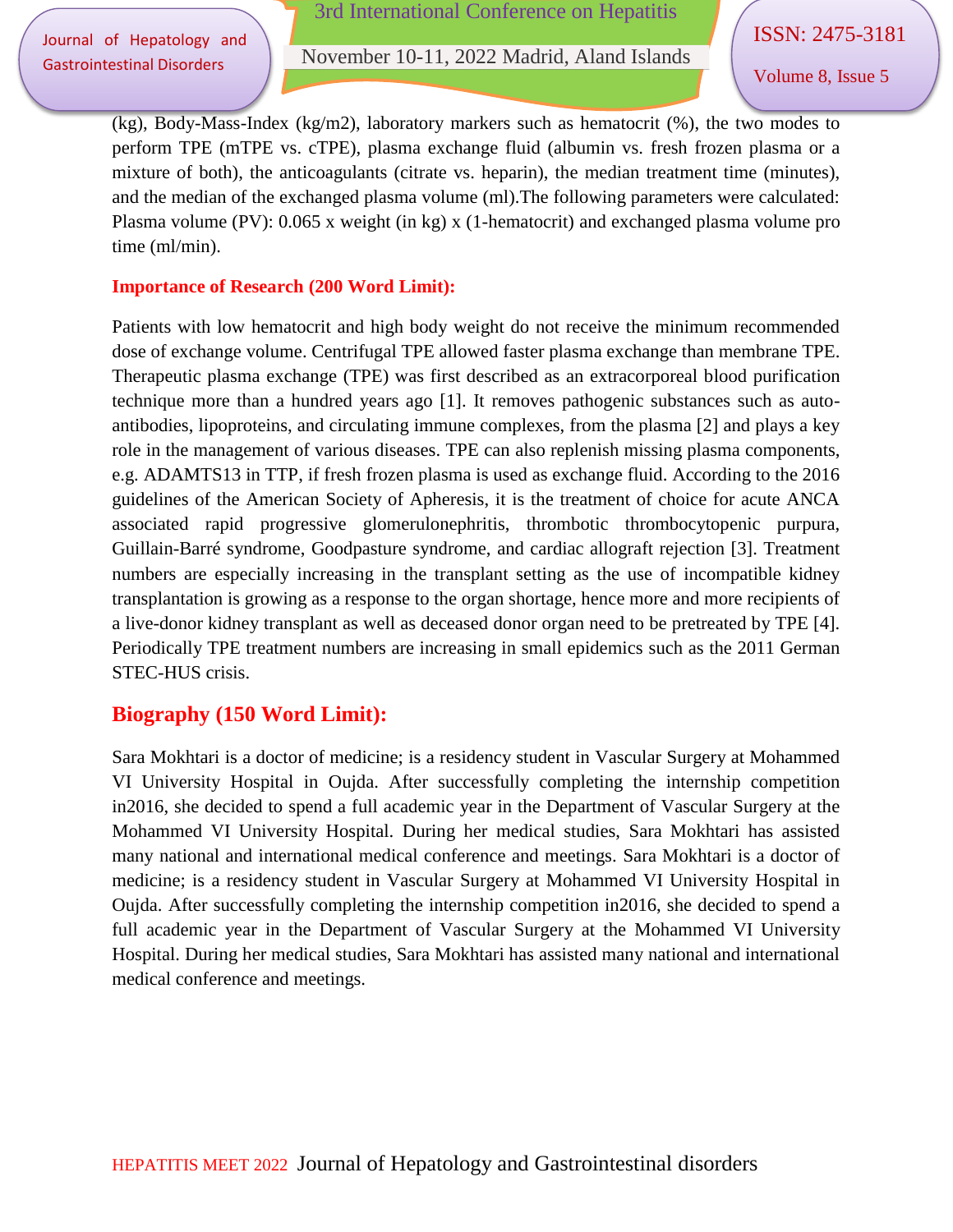(kg), Body-Mass-Index (kg/m2), laboratory markers such as hematocrit (%), the two modes to perform TPE (mTPE vs. cTPE), plasma exchange fluid (albumin vs. fresh frozen plasma or a mixture of both), the anticoagulants (citrate vs. heparin), the median treatment time (minutes), and the median of the exchanged plasma volume (ml).The following parameters were calculated: Plasma volume (PV): 0.065 x weight (in kg) x (1-hematocrit) and exchanged plasma volume pro time (ml/min).

**Importance of Research (200 Word Limit):**

Patients with low hematocrit and high body weight do not receive the minimum recommended dose of exchange volume. Centrifugal TPE allowed faster plasma exchange than membrane TPE. Therapeutic plasma exchange (TPE) was first described as an extracorporeal blood purification technique more than a hundred years ago [1]. It removes pathogenic substances such as auto-antibodies, lipoproteins, and circulating immune complexes, from the plasma [2] and plays a key role in the management of various diseases. TPE can also replenish missing plasma components, e.g. ADAMTS13 in TTP, if fresh frozen plasma is used as exchange fluid. According to the 2016 guidelines of the American Society of Apheresis, it is the treatment of choice for acute ANCA associated rapid progressive glomerulonephritis, thrombotic thrombocytopenic purpura, Guillain-Barré syndrome, Goodpasture syndrome, and cardiac allograft rejection [3]. Treatment numbers are especially increasing in the transplant setting as the use of incompatible kidney transplantation is growing as a response to the organ shortage, hence more and more recipients of a live-donor kidney transplant as well as deceased donor organ need to be pretreated by TPE [4]. Periodically TPE treatment numbers are increasing in small epidemics such as the 2011 German STEC-HUS crisis.

## Biography (150 Word Limit):

Sara Mokhtari is a doctor of medicine; is a residency student in Vascular Surgery at Mohammed VI University Hospital in Oujda. After successfully completing the internship competition in2016, she decided to spend a full academic year in the Department of Vascular Surgery at the Mohammed VI University Hospital. During her medical studies, Sara Mokhtari has assisted many national and international medical conference and meetings. Sara Mokhtari is a doctor of medicine; is a residency student in Vascular Surgery at Mohammed VI University Hospital in Oujda. After successfully completing the internship competition in2016, she decided to spend a full academic year in the Department of Vascular Surgery at the Mohammed VI University Hospital. During her medical studies, Sara Mokhtari has assisted many national and international medical conference and meetings.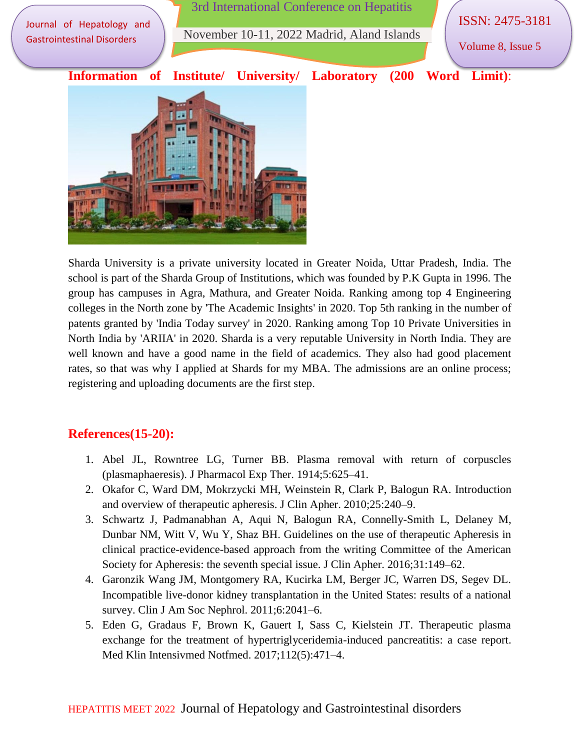**Information of Institute/ University/ Laboratory (200 Word Limit):**

Sharda University is a private university located in Greater Noida, Uttar Pradesh, India. The school is part of the Sharda Group of Institutions, which was founded by P.K Gupta in 1996. The group has campuses in Agra, Mathura, and Greater Noida. Ranking among top 4 Engineering colleges in the North zone by 'The Academic Insights' in 2020. Top 5th ranking in the number of patents granted by 'India Today survey' in 2020. Ranking among Top 10 Private Universities in North India by 'ARIIA' in 2020. Sharda is a very reputable University in North India. They are well known and have a good name in the field of academics. They also had good placement rates, so that was why I applied at Shards for my MBA. The admissions are an online process; registering and uploading documents are the first step.

## References(15-20):

1. Abel JL, Rowntree LG, Turner BB. Plasma removal with return of corpuscles (plasmaphaeresis). J Pharmacol Exp Ther. 1914;5:625–41.
2. Okafor C, Ward DM, Mokrzycki MH, Weinstein R, Clark P, Balogun RA. Introduction and overview of therapeutic apheresis. J Clin Apher. 2010;25:240–9.
3. Schwartz J, Padmanabhan A, Aqui N, Balogun RA, Connelly-Smith L, Delaney M, Dunbar NM, Witt V, Wu Y, Shaz BH. Guidelines on the use of therapeutic Apheresis in clinical practice-evidence-based approach from the writing Committee of the American Society for Apheresis: the seventh special issue. J Clin Apher. 2016;31:149–62.
4. Garonzik Wang JM, Montgomery RA, Kucirka LM, Berger JC, Warren DS, Segev DL. Incompatible live-donor kidney transplantation in the United States: results of a national survey. Clin J Am Soc Nephrol. 2011;6:2041–6.
5. Eden G, Gradaus F, Brown K, Gauert I, Sass C, Kielstein JT. Therapeutic plasma exchange for the treatment of hypertriglyceridemia-induced pancreatitis: a case report. Med Klin Intensivmed Notfmed. 2017;112(5):471–4.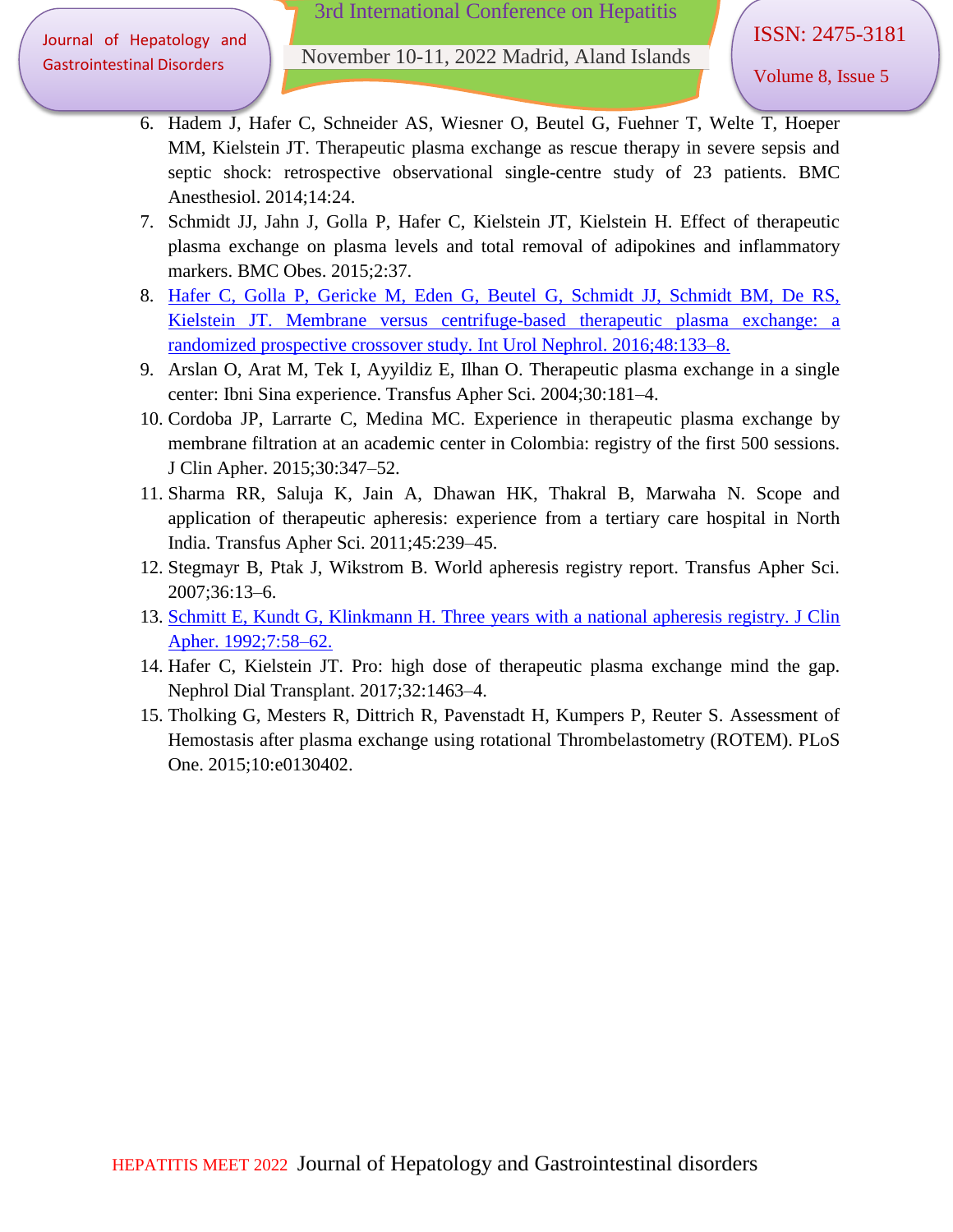6. Hadem J, Hafer C, Schneider AS, Wiesner O, Beutel G, Fuehner T, Welte T, Hoeper MM, Kielstein JT. Therapeutic plasma exchange as rescue therapy in severe sepsis and septic shock: retrospective observational single-centre study of 23 patients. BMC Anesthesiol. 2014;14:24.
7. Schmidt JJ, Jahn J, Golla P, Hafer C, Kielstein JT, Kielstein H. Effect of therapeutic plasma exchange on plasma levels and total removal of adipokines and inflammatory markers. BMC Obes. 2015;2:37.
8. Hafer C, Golla P, Gericke M, Eden G, Beutel G, Schmidt JJ, Schmidt BM, De RS, Kielstein JT. Membrane versus centrifuge-based therapeutic plasma exchange: a randomized prospective crossover study. Int Urol Nephrol. 2016;48:133–8.
9. Arslan O, Arat M, Tek I, Ayyildiz E, Ilhan O. Therapeutic plasma exchange in a single center: Ibni Sina experience. Transfus Apher Sci. 2004;30:181–4.
10. Cordoba JP, Larrarte C, Medina MC. Experience in therapeutic plasma exchange by membrane filtration at an academic center in Colombia: registry of the first 500 sessions. J Clin Apher. 2015;30:347–52.
11. Sharma RR, Saluja K, Jain A, Dhawan HK, Thakral B, Marwaha N. Scope and application of therapeutic apheresis: experience from a tertiary care hospital in North India. Transfus Apher Sci. 2011;45:239–45.
12. Stegmayr B, Ptak J, Wikstrom B. World apheresis registry report. Transfus Apher Sci. 2007;36:13–6.
13. Schmitt E, Kundt G, Klinkmann H. Three years with a national apheresis registry. J Clin Apher. 1992;7:58–62.
14. Hafer C, Kielstein JT. Pro: high dose of therapeutic plasma exchange mind the gap. Nephrol Dial Transplant. 2017;32:1463–4.
15. Tholking G, Mesters R, Dittrich R, Pavenstadt H, Kumpers P, Reuter S. Assessment of Hemostasis after plasma exchange using rotational Thrombelastometry (ROTEM). PLoS One. 2015;10:e0130402.